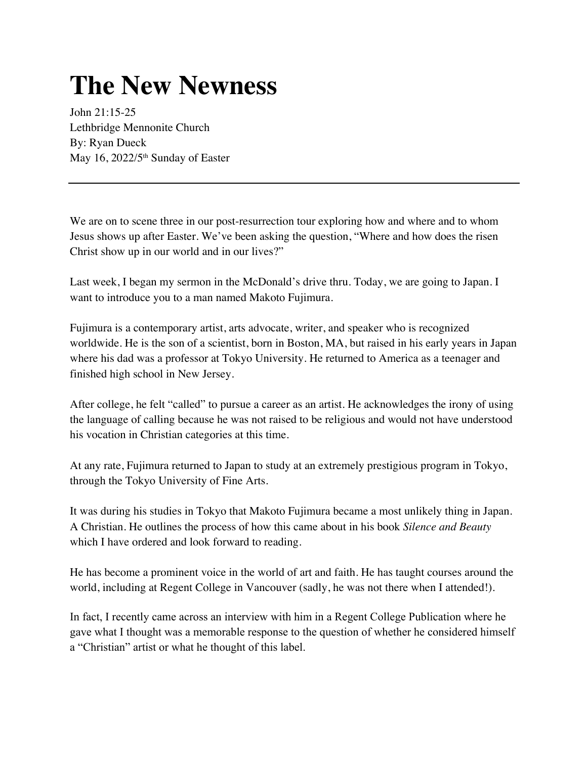# The New Newness

John 21:15-25
Lethbridge Mennonite Church
By: Ryan Dueck
May 16, 2022/5th Sunday of Easter

---

We are on to scene three in our post-resurrection tour exploring how and where and to whom Jesus shows up after Easter. We've been asking the question, "Where and how does the risen Christ show up in our world and in our lives?"

Last week, I began my sermon in the McDonald's drive thru. Today, we are going to Japan. I want to introduce you to a man named Makoto Fujimura.

Fujimura is a contemporary artist, arts advocate, writer, and speaker who is recognized worldwide. He is the son of a scientist, born in Boston, MA, but raised in his early years in Japan where his dad was a professor at Tokyo University. He returned to America as a teenager and finished high school in New Jersey.

After college, he felt "called" to pursue a career as an artist. He acknowledges the irony of using the language of calling because he was not raised to be religious and would not have understood his vocation in Christian categories at this time.

At any rate, Fujimura returned to Japan to study at an extremely prestigious program in Tokyo, through the Tokyo University of Fine Arts.

It was during his studies in Tokyo that Makoto Fujimura became a most unlikely thing in Japan. A Christian. He outlines the process of how this came about in his book *Silence and Beauty* which I have ordered and look forward to reading.

He has become a prominent voice in the world of art and faith. He has taught courses around the world, including at Regent College in Vancouver (sadly, he was not there when I attended!).

In fact, I recently came across an interview with him in a Regent College Publication where he gave what I thought was a memorable response to the question of whether he considered himself a "Christian" artist or what he thought of this label.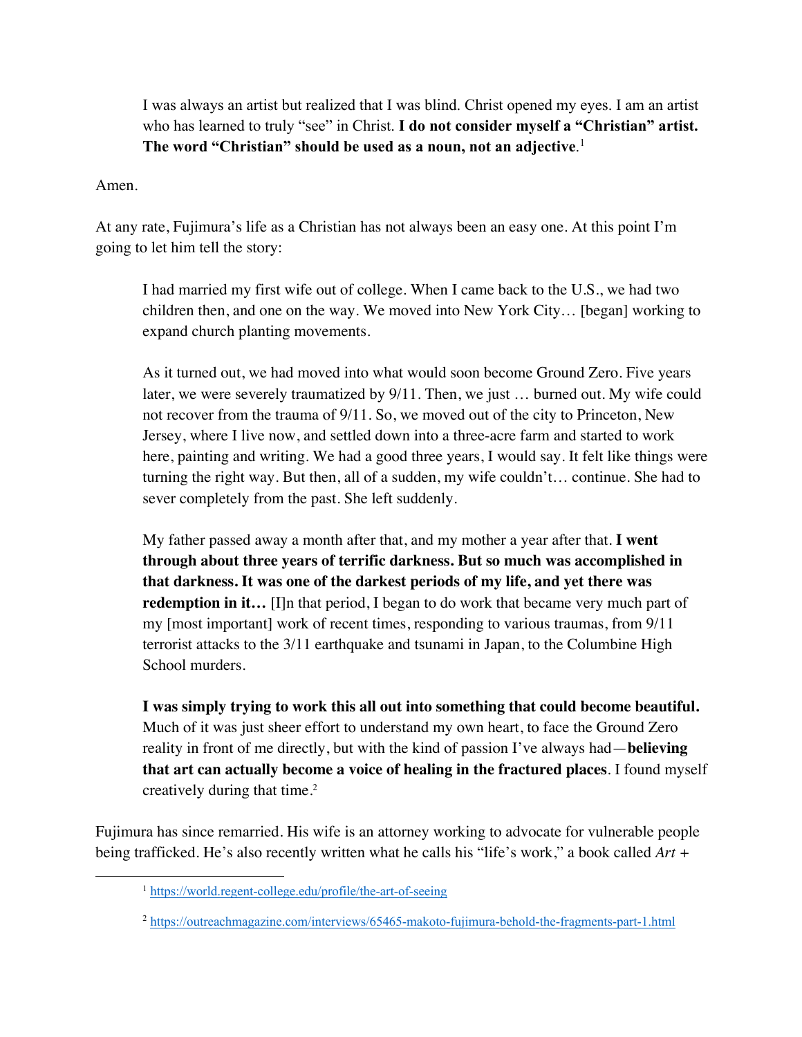> I was always an artist but realized that I was blind. Christ opened my eyes. I am an artist who has learned to truly "see" in Christ. **I do not consider myself a "Christian" artist. The word "Christian" should be used as a noun, not an adjective**.[1]

Amen.

At any rate, Fujimura's life as a Christian has not always been an easy one. At this point I'm going to let him tell the story:

> I had married my first wife out of college. When I came back to the U.S., we had two children then, and one on the way. We moved into New York City… [began] working to expand church planting movements.
>
> As it turned out, we had moved into what would soon become Ground Zero. Five years later, we were severely traumatized by 9/11. Then, we just … burned out. My wife could not recover from the trauma of 9/11. So, we moved out of the city to Princeton, New Jersey, where I live now, and settled down into a three-acre farm and started to work here, painting and writing. We had a good three years, I would say. It felt like things were turning the right way. But then, all of a sudden, my wife couldn't… continue. She had to sever completely from the past. She left suddenly.
>
> My father passed away a month after that, and my mother a year after that. **I went through about three years of terrific darkness. But so much was accomplished in that darkness. It was one of the darkest periods of my life, and yet there was redemption in it…** [I]n that period, I began to do work that became very much part of my [most important] work of recent times, responding to various traumas, from 9/11 terrorist attacks to the 3/11 earthquake and tsunami in Japan, to the Columbine High School murders.
>
> **I was simply trying to work this all out into something that could become beautiful.** Much of it was just sheer effort to understand my own heart, to face the Ground Zero reality in front of me directly, but with the kind of passion I've always had—**believing that art can actually become a voice of healing in the fractured places**. I found myself creatively during that time.[2]

Fujimura has since remarried. His wife is an attorney working to advocate for vulnerable people being trafficked. He's also recently written what he calls his "life's work," a book called *Art +*

---

[1] https://world.regent-college.edu/profile/the-art-of-seeing

[2] https://outreachmagazine.com/interviews/65465-makoto-fujimura-behold-the-fragments-part-1.html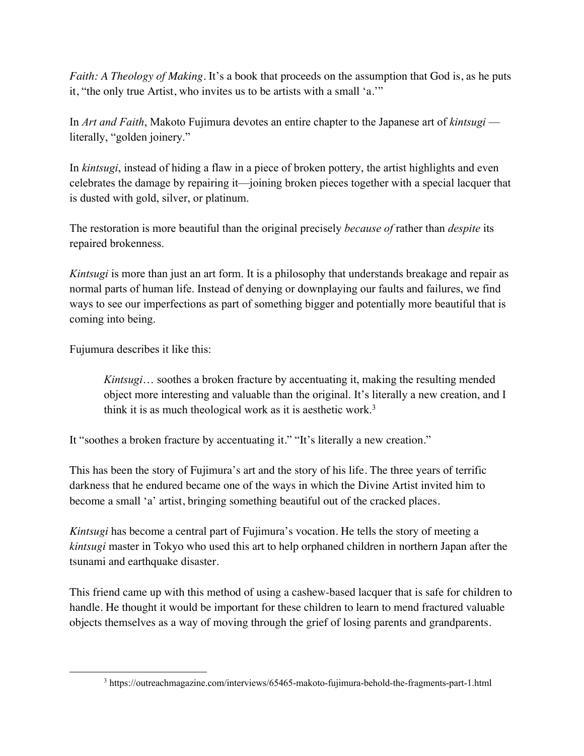*Faith: A Theology of Making*. It's a book that proceeds on the assumption that God is, as he puts it, "the only true Artist, who invites us to be artists with a small 'a.'"

In *Art and Faith*, Makoto Fujimura devotes an entire chapter to the Japanese art of *kintsugi* — literally, "golden joinery."

In *kintsugi*, instead of hiding a flaw in a piece of broken pottery, the artist highlights and even celebrates the damage by repairing it—joining broken pieces together with a special lacquer that is dusted with gold, silver, or platinum.

The restoration is more beautiful than the original precisely *because of* rather than *despite* its repaired brokenness.

*Kintsugi* is more than just an art form. It is a philosophy that understands breakage and repair as normal parts of human life. Instead of denying or downplaying our faults and failures, we find ways to see our imperfections as part of something bigger and potentially more beautiful that is coming into being.

Fujumura describes it like this:

> *Kintsugi*… soothes a broken fracture by accentuating it, making the resulting mended object more interesting and valuable than the original. It's literally a new creation, and I think it is as much theological work as it is aesthetic work.[3]

It "soothes a broken fracture by accentuating it." "It's literally a new creation."

This has been the story of Fujimura's art and the story of his life. The three years of terrific darkness that he endured became one of the ways in which the Divine Artist invited him to become a small 'a' artist, bringing something beautiful out of the cracked places.

*Kintsugi* has become a central part of Fujimura's vocation. He tells the story of meeting a *kintsugi* master in Tokyo who used this art to help orphaned children in northern Japan after the tsunami and earthquake disaster.

This friend came up with this method of using a cashew-based lacquer that is safe for children to handle. He thought it would be important for these children to learn to mend fractured valuable objects themselves as a way of moving through the grief of losing parents and grandparents.

---

[3] https://outreachmagazine.com/interviews/65465-makoto-fujimura-behold-the-fragments-part-1.html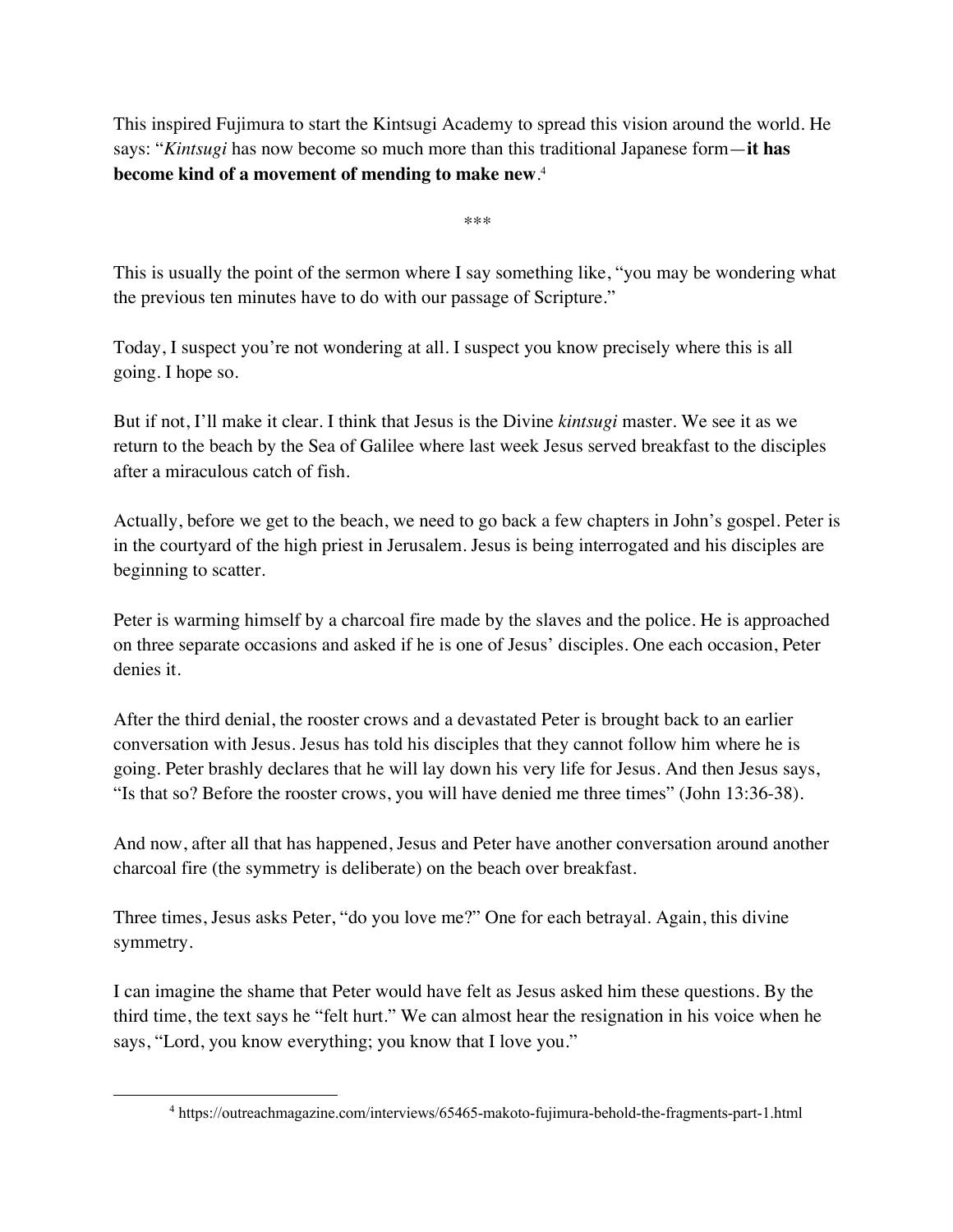This inspired Fujimura to start the Kintsugi Academy to spread this vision around the world. He says: "*Kintsugi* has now become so much more than this traditional Japanese form—**it has become kind of a movement of mending to make new**.[4]

\*\*\*

This is usually the point of the sermon where I say something like, "you may be wondering what the previous ten minutes have to do with our passage of Scripture."

Today, I suspect you're not wondering at all. I suspect you know precisely where this is all going. I hope so.

But if not, I'll make it clear. I think that Jesus is the Divine *kintsugi* master. We see it as we return to the beach by the Sea of Galilee where last week Jesus served breakfast to the disciples after a miraculous catch of fish.

Actually, before we get to the beach, we need to go back a few chapters in John's gospel. Peter is in the courtyard of the high priest in Jerusalem. Jesus is being interrogated and his disciples are beginning to scatter.

Peter is warming himself by a charcoal fire made by the slaves and the police. He is approached on three separate occasions and asked if he is one of Jesus' disciples. One each occasion, Peter denies it.

After the third denial, the rooster crows and a devastated Peter is brought back to an earlier conversation with Jesus. Jesus has told his disciples that they cannot follow him where he is going. Peter brashly declares that he will lay down his very life for Jesus. And then Jesus says, "Is that so? Before the rooster crows, you will have denied me three times" (John 13:36-38).

And now, after all that has happened, Jesus and Peter have another conversation around another charcoal fire (the symmetry is deliberate) on the beach over breakfast.

Three times, Jesus asks Peter, "do you love me?" One for each betrayal. Again, this divine symmetry.

I can imagine the shame that Peter would have felt as Jesus asked him these questions. By the third time, the text says he "felt hurt." We can almost hear the resignation in his voice when he says, "Lord, you know everything; you know that I love you."

[4] https://outreachmagazine.com/interviews/65465-makoto-fujimura-behold-the-fragments-part-1.html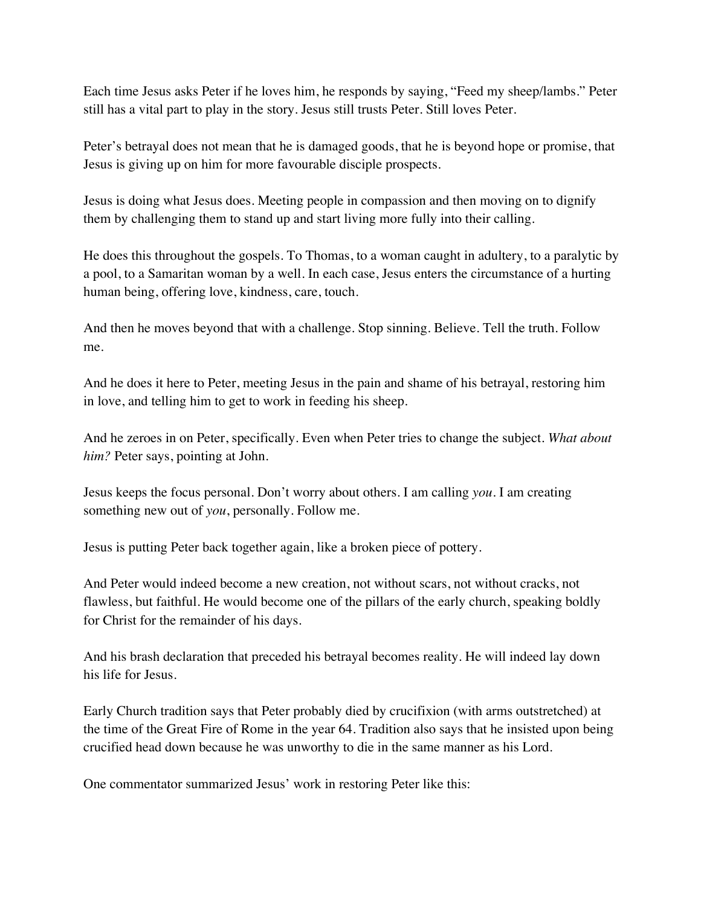Each time Jesus asks Peter if he loves him, he responds by saying, “Feed my sheep/lambs.” Peter still has a vital part to play in the story. Jesus still trusts Peter. Still loves Peter.

Peter’s betrayal does not mean that he is damaged goods, that he is beyond hope or promise, that Jesus is giving up on him for more favourable disciple prospects.

Jesus is doing what Jesus does. Meeting people in compassion and then moving on to dignify them by challenging them to stand up and start living more fully into their calling.

He does this throughout the gospels. To Thomas, to a woman caught in adultery, to a paralytic by a pool, to a Samaritan woman by a well. In each case, Jesus enters the circumstance of a hurting human being, offering love, kindness, care, touch.

And then he moves beyond that with a challenge. Stop sinning. Believe. Tell the truth. Follow me.

And he does it here to Peter, meeting Jesus in the pain and shame of his betrayal, restoring him in love, and telling him to get to work in feeding his sheep.

And he zeroes in on Peter, specifically. Even when Peter tries to change the subject. *What about him?* Peter says, pointing at John.

Jesus keeps the focus personal. Don’t worry about others. I am calling *you*. I am creating something new out of *you*, personally. Follow me.

Jesus is putting Peter back together again, like a broken piece of pottery.

And Peter would indeed become a new creation, not without scars, not without cracks, not flawless, but faithful. He would become one of the pillars of the early church, speaking boldly for Christ for the remainder of his days.

And his brash declaration that preceded his betrayal becomes reality. He will indeed lay down his life for Jesus.

Early Church tradition says that Peter probably died by crucifixion (with arms outstretched) at the time of the Great Fire of Rome in the year 64. Tradition also says that he insisted upon being crucified head down because he was unworthy to die in the same manner as his Lord.

One commentator summarized Jesus’ work in restoring Peter like this: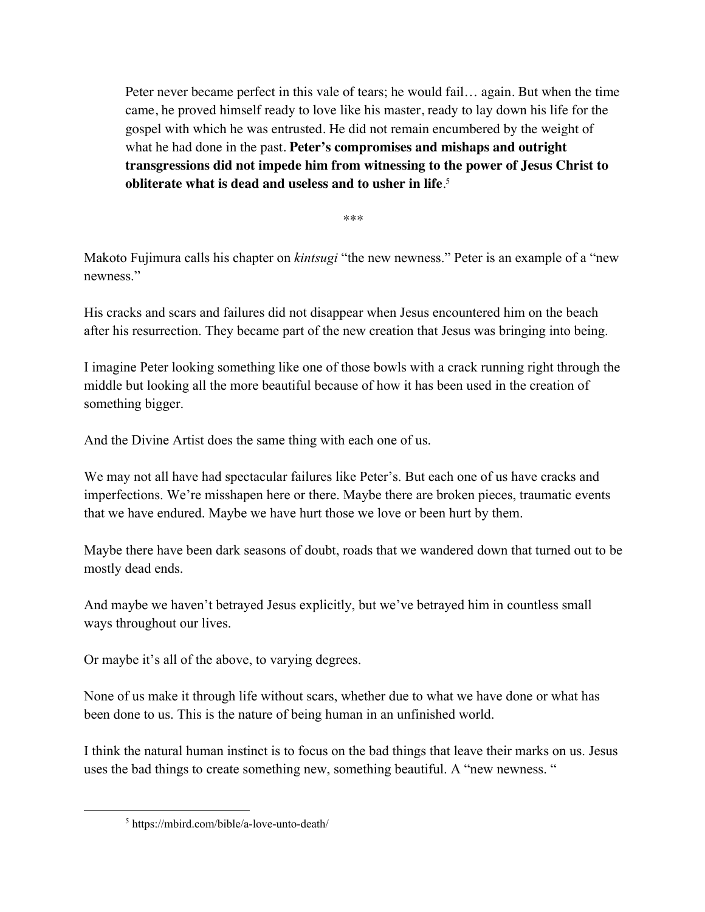> Peter never became perfect in this vale of tears; he would fail… again. But when the time came, he proved himself ready to love like his master, ready to lay down his life for the gospel with which he was entrusted. He did not remain encumbered by the weight of what he had done in the past. **Peter's compromises and mishaps and outright transgressions did not impede him from witnessing to the power of Jesus Christ to obliterate what is dead and useless and to usher in life**.[5]

***

Makoto Fujimura calls his chapter on *kintsugi* "the new newness." Peter is an example of a "new newness."

His cracks and scars and failures did not disappear when Jesus encountered him on the beach after his resurrection. They became part of the new creation that Jesus was bringing into being.

I imagine Peter looking something like one of those bowls with a crack running right through the middle but looking all the more beautiful because of how it has been used in the creation of something bigger.

And the Divine Artist does the same thing with each one of us.

We may not all have had spectacular failures like Peter's. But each one of us have cracks and imperfections. We're misshapen here or there. Maybe there are broken pieces, traumatic events that we have endured. Maybe we have hurt those we love or been hurt by them.

Maybe there have been dark seasons of doubt, roads that we wandered down that turned out to be mostly dead ends.

And maybe we haven't betrayed Jesus explicitly, but we've betrayed him in countless small ways throughout our lives.

Or maybe it's all of the above, to varying degrees.

None of us make it through life without scars, whether due to what we have done or what has been done to us. This is the nature of being human in an unfinished world.

I think the natural human instinct is to focus on the bad things that leave their marks on us. Jesus uses the bad things to create something new, something beautiful. A "new newness. "

[5] https://mbird.com/bible/a-love-unto-death/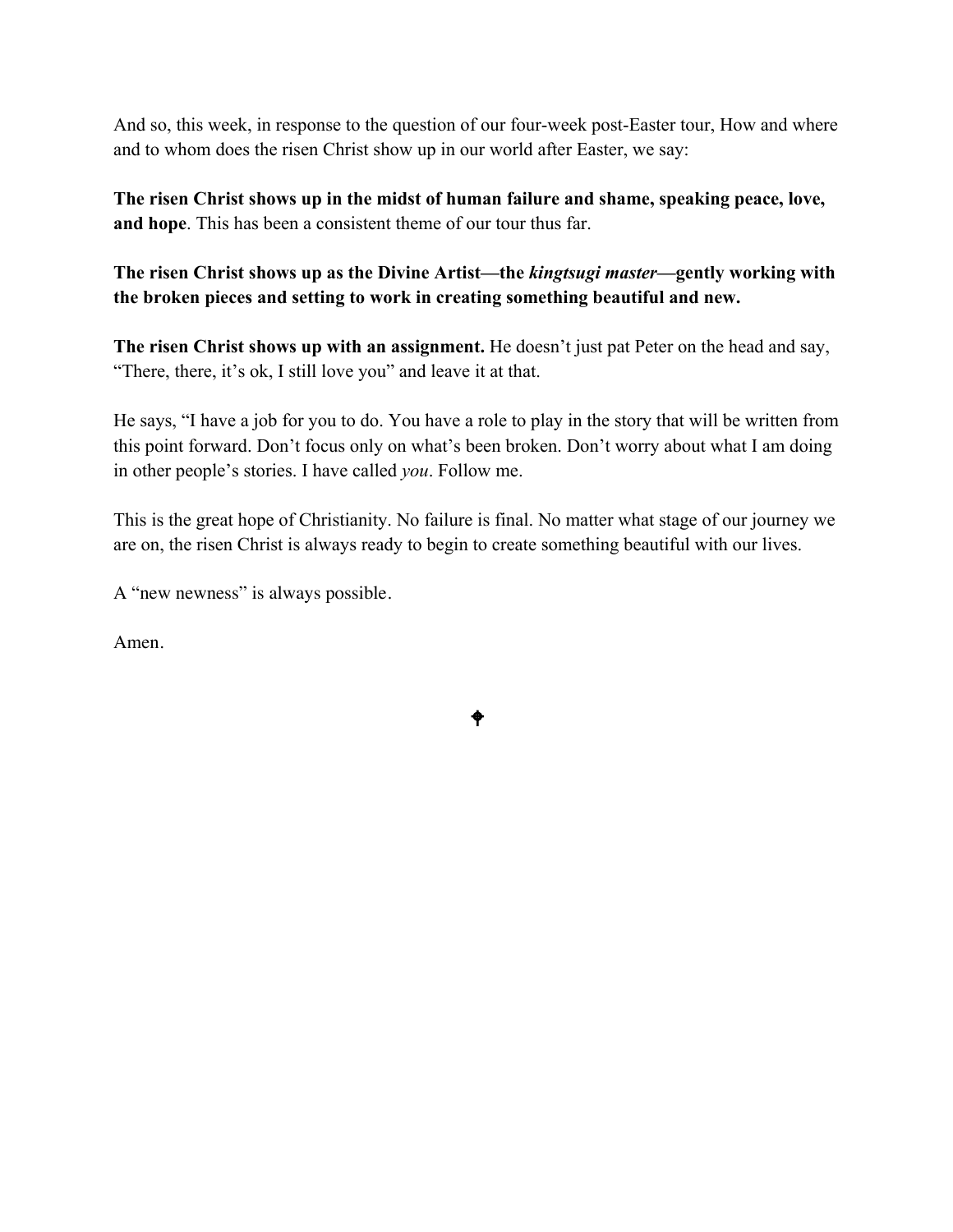And so, this week, in response to the question of our four-week post-Easter tour, How and where and to whom does the risen Christ show up in our world after Easter, we say:

**The risen Christ shows up in the midst of human failure and shame, speaking peace, love, and hope**. This has been a consistent theme of our tour thus far.

**The risen Christ shows up as the Divine Artist—the *kingtsugi master*—gently working with the broken pieces and setting to work in creating something beautiful and new.**

**The risen Christ shows up with an assignment.** He doesn't just pat Peter on the head and say, "There, there, it's ok, I still love you" and leave it at that.

He says, "I have a job for you to do. You have a role to play in the story that will be written from this point forward. Don't focus only on what's been broken. Don't worry about what I am doing in other people's stories. I have called *you*. Follow me.

This is the great hope of Christianity. No failure is final. No matter what stage of our journey we are on, the risen Christ is always ready to begin to create something beautiful with our lives.

A "new newness" is always possible.

Amen.

✥